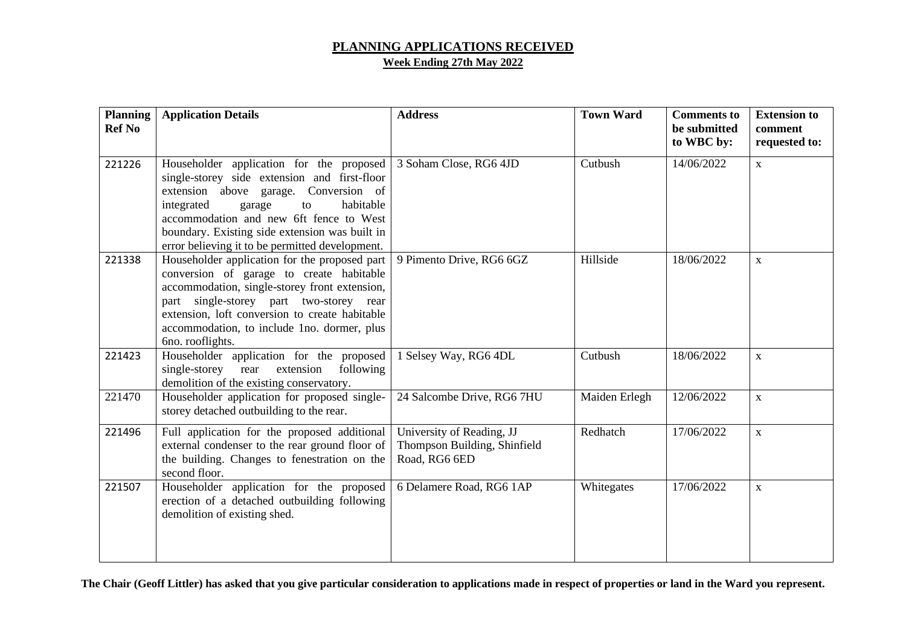# PLANNING APPLICATIONS RECEIVED

## Week Ending 27th May 2022

| Planning Ref No | Application Details | Address | Town Ward | Comments to be submitted to WBC by: | Extension to comment requested to: |
|---|---|---|---|---|---|
| 221226 | Householder application for the proposed single-storey side extension and first-floor extension above garage. Conversion of integrated garage to habitable accommodation and new 6ft fence to West boundary. Existing side extension was built in error believing it to be permitted development. | 3 Soham Close, RG6 4JD | Cutbush | 14/06/2022 | x |
| 221338 | Householder application for the proposed part conversion of garage to create habitable accommodation, single-storey front extension, part single-storey part two-storey rear extension, loft conversion to create habitable accommodation, to include 1no. dormer, plus 6no. rooflights. | 9 Pimento Drive, RG6 6GZ | Hillside | 18/06/2022 | x |
| 221423 | Householder application for the proposed single-storey rear extension following demolition of the existing conservatory. | 1 Selsey Way, RG6 4DL | Cutbush | 18/06/2022 | x |
| 221470 | Householder application for proposed single-storey detached outbuilding to the rear. | 24 Salcombe Drive, RG6 7HU | Maiden Erlegh | 12/06/2022 | x |
| 221496 | Full application for the proposed additional external condenser to the rear ground floor of the building. Changes to fenestration on the second floor. | University of Reading, JJ Thompson Building, Shinfield Road, RG6 6ED | Redhatch | 17/06/2022 | x |
| 221507 | Householder application for the proposed erection of a detached outbuilding following demolition of existing shed. | 6 Delamere Road, RG6 1AP | Whitegates | 17/06/2022 | x |

**The Chair (Geoff Littler) has asked that you give particular consideration to applications made in respect of properties or land in the Ward you represent.**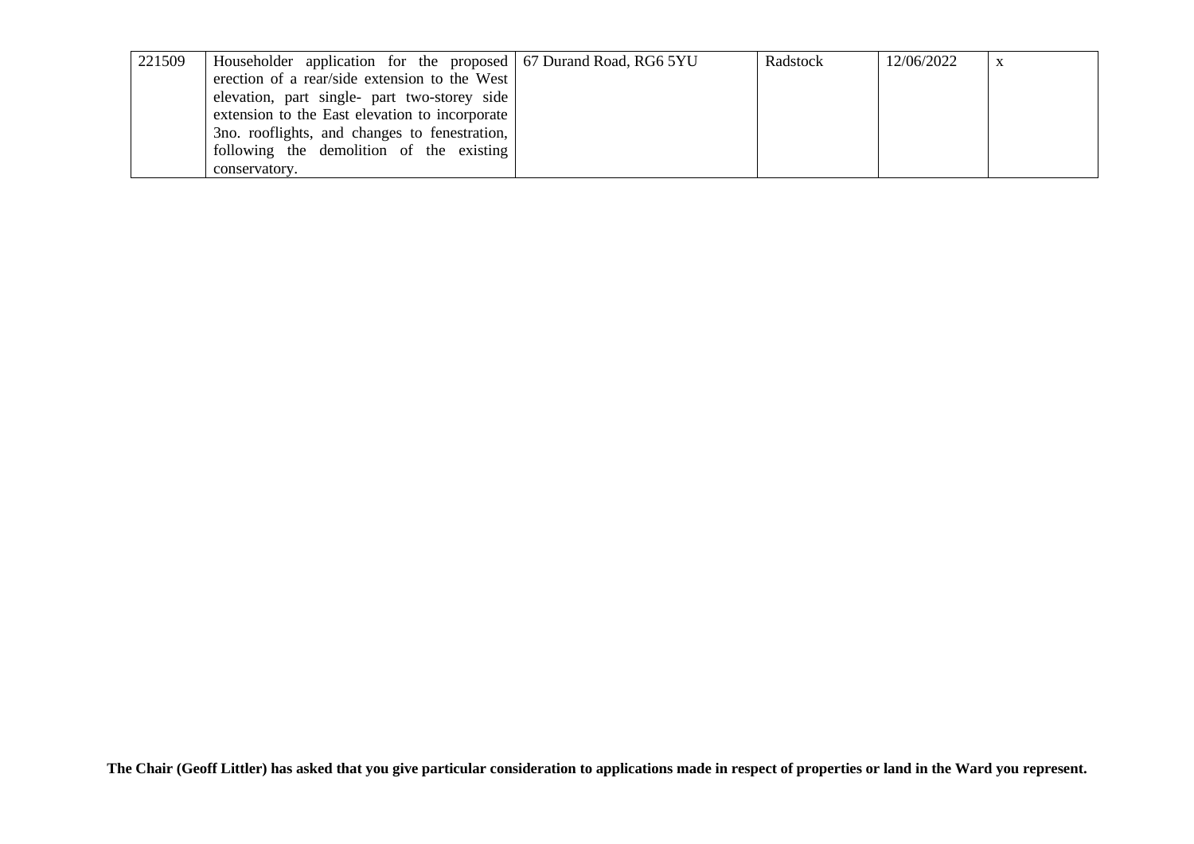| | | | | | |
|---|---|---|---|---|---|
| 221509 | Householder application for the proposed erection of a rear/side extension to the West elevation, part single- part two-storey side extension to the East elevation to incorporate 3no. rooflights, and changes to fenestration, following the demolition of the existing conservatory. | 67 Durand Road, RG6 5YU | Radstock | 12/06/2022 | x |

**The Chair (Geoff Littler) has asked that you give particular consideration to applications made in respect of properties or land in the Ward you represent.**